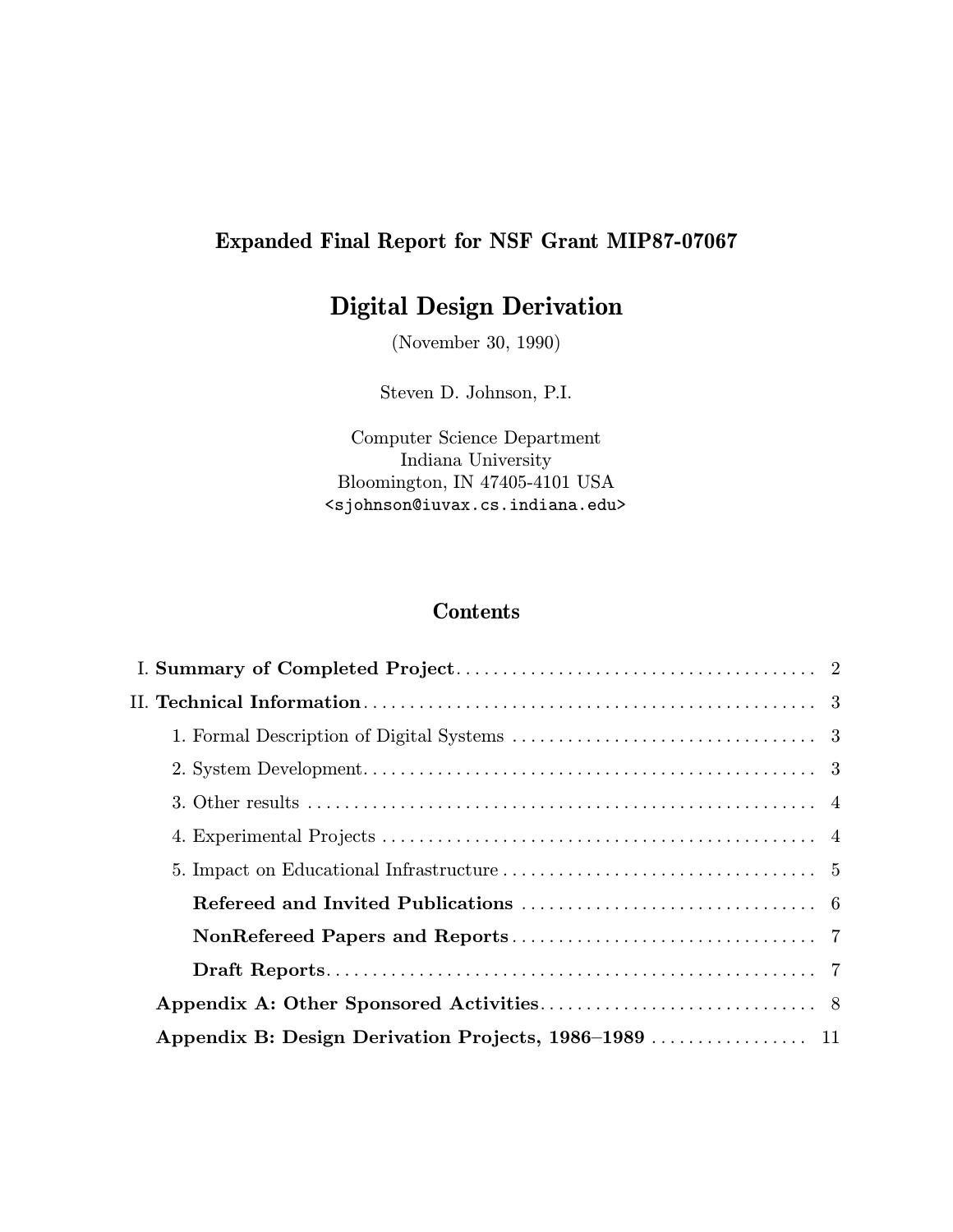**Expanded Final Report for NSF Grant MIP87-07067**

# Digital Design Derivation

(November 30, 1990)

Steven D. Johnson, P.I.

Computer Science Department
Indiana University
Bloomington, IN 47405-4101 USA
`<sjohnson@iuvax.cs.indiana.edu>`

## Contents

I. **Summary of Completed Project** .......... 2

II. **Technical Information** .......... 3

- 1. Formal Description of Digital Systems .......... 3
- 2. System Development .......... 3
- 3. Other results .......... 4
- 4. Experimental Projects .......... 4
- 5. Impact on Educational Infrastructure .......... 5
  - **Refereed and Invited Publications** .......... 6
  - **NonRefereed Papers and Reports** .......... 7
  - **Draft Reports** .......... 7

**Appendix A: Other Sponsored Activities** .......... 8

**Appendix B: Design Derivation Projects, 1986–1989** .......... 11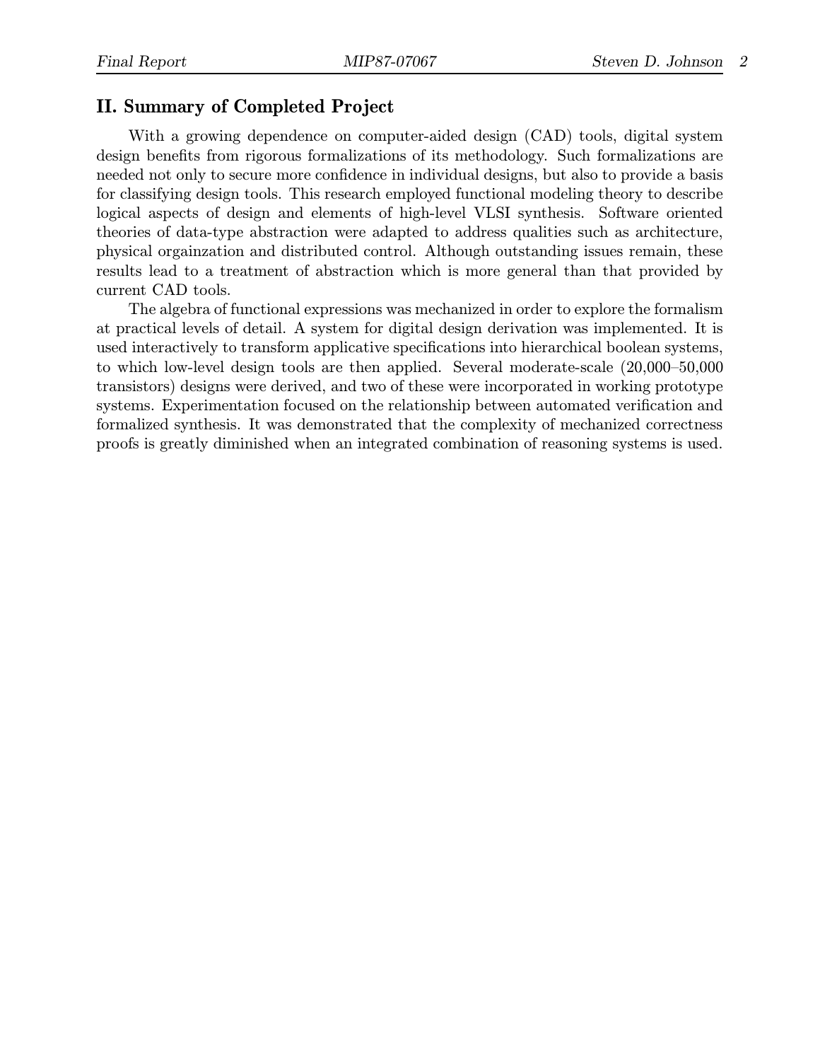## II. Summary of Completed Project

With a growing dependence on computer-aided design (CAD) tools, digital system design benefits from rigorous formalizations of its methodology. Such formalizations are needed not only to secure more confidence in individual designs, but also to provide a basis for classifying design tools. This research employed functional modeling theory to describe logical aspects of design and elements of high-level VLSI synthesis. Software oriented theories of data-type abstraction were adapted to address qualities such as architecture, physical orgainzation and distributed control. Although outstanding issues remain, these results lead to a treatment of abstraction which is more general than that provided by current CAD tools.

The algebra of functional expressions was mechanized in order to explore the formalism at practical levels of detail. A system for digital design derivation was implemented. It is used interactively to transform applicative specifications into hierarchical boolean systems, to which low-level design tools are then applied. Several moderate-scale (20,000–50,000 transistors) designs were derived, and two of these were incorporated in working prototype systems. Experimentation focused on the relationship between automated verification and formalized synthesis. It was demonstrated that the complexity of mechanized correctness proofs is greatly diminished when an integrated combination of reasoning systems is used.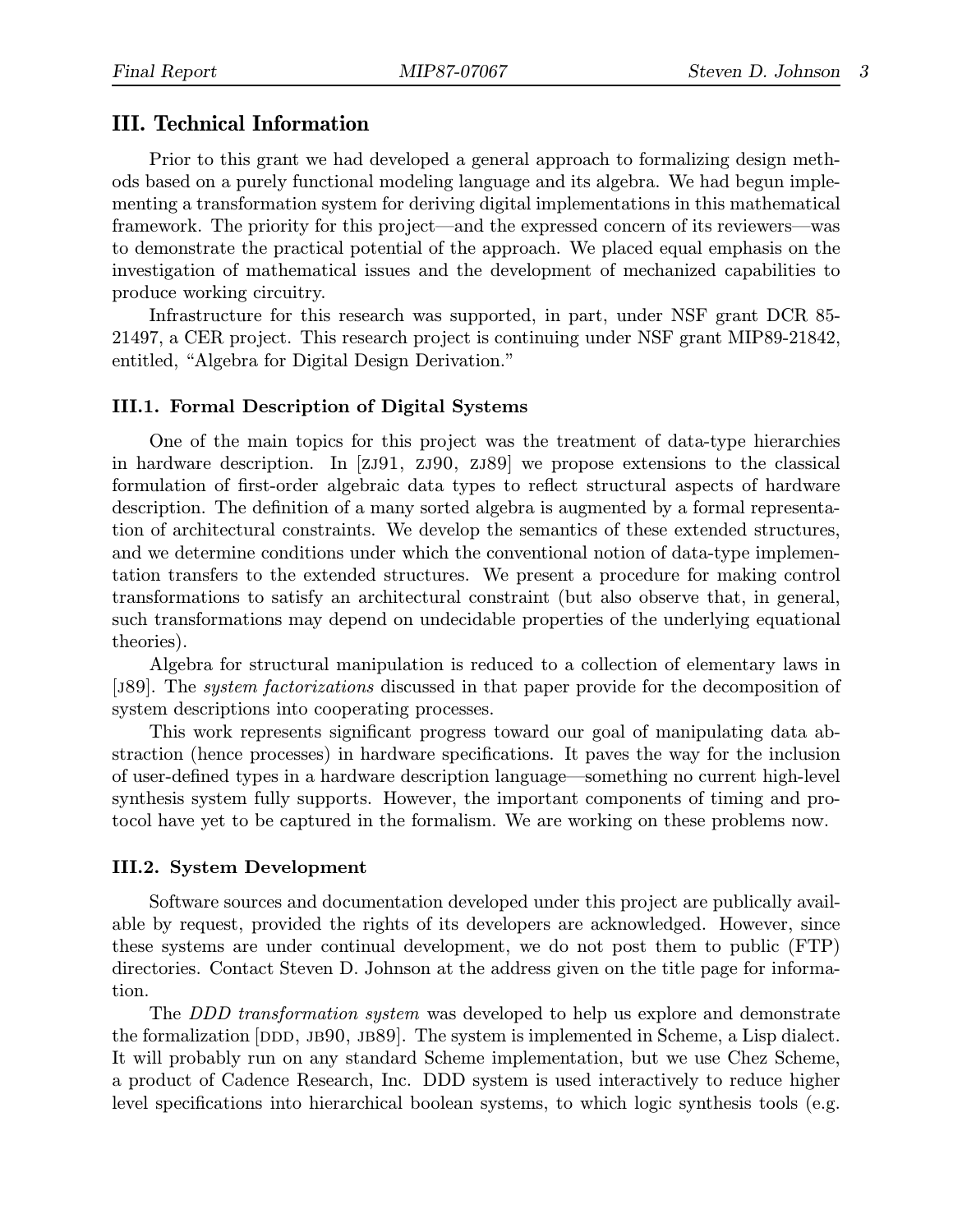## III. Technical Information

Prior to this grant we had developed a general approach to formalizing design methods based on a purely functional modeling language and its algebra. We had begun implementing a transformation system for deriving digital implementations in this mathematical framework. The priority for this project—and the expressed concern of its reviewers—was to demonstrate the practical potential of the approach. We placed equal emphasis on the investigation of mathematical issues and the development of mechanized capabilities to produce working circuitry.

Infrastructure for this research was supported, in part, under NSF grant DCR 85-21497, a CER project. This research project is continuing under NSF grant MIP89-21842, entitled, "Algebra for Digital Design Derivation."

### III.1. Formal Description of Digital Systems

One of the main topics for this project was the treatment of data-type hierarchies in hardware description. In [ZJ91, ZJ90, ZJ89] we propose extensions to the classical formulation of first-order algebraic data types to reflect structural aspects of hardware description. The definition of a many sorted algebra is augmented by a formal representation of architectural constraints. We develop the semantics of these extended structures, and we determine conditions under which the conventional notion of data-type implementation transfers to the extended structures. We present a procedure for making control transformations to satisfy an architectural constraint (but also observe that, in general, such transformations may depend on undecidable properties of the underlying equational theories).

Algebra for structural manipulation is reduced to a collection of elementary laws in [J89]. The *system factorizations* discussed in that paper provide for the decomposition of system descriptions into cooperating processes.

This work represents significant progress toward our goal of manipulating data abstraction (hence processes) in hardware specifications. It paves the way for the inclusion of user-defined types in a hardware description language—something no current high-level synthesis system fully supports. However, the important components of timing and protocol have yet to be captured in the formalism. We are working on these problems now.

### III.2. System Development

Software sources and documentation developed under this project are publically available by request, provided the rights of its developers are acknowledged. However, since these systems are under continual development, we do not post them to public (FTP) directories. Contact Steven D. Johnson at the address given on the title page for information.

The *DDD transformation system* was developed to help us explore and demonstrate the formalization [DDD, JB90, JB89]. The system is implemented in Scheme, a Lisp dialect. It will probably run on any standard Scheme implementation, but we use Chez Scheme, a product of Cadence Research, Inc. DDD system is used interactively to reduce higher level specifications into hierarchical boolean systems, to which logic synthesis tools (e.g.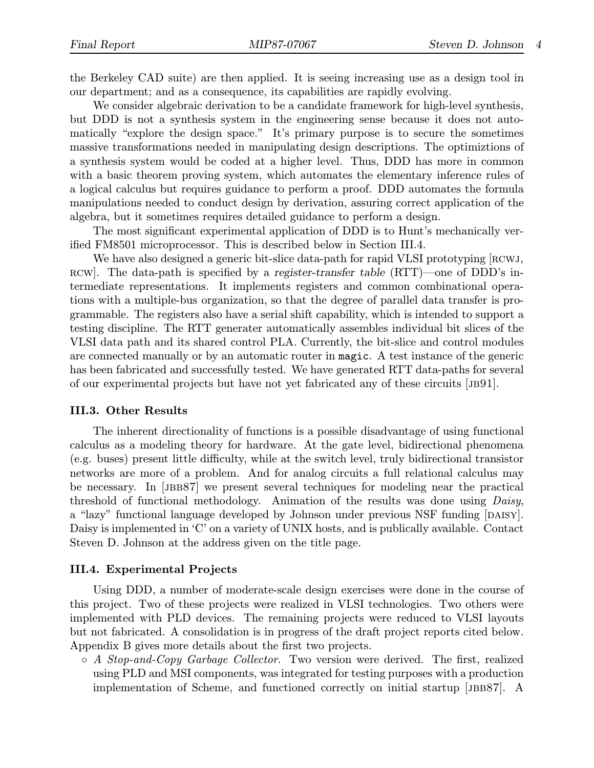the Berkeley CAD suite) are then applied. It is seeing increasing use as a design tool in our department; and as a consequence, its capabilities are rapidly evolving.

We consider algebraic derivation to be a candidate framework for high-level synthesis, but DDD is not a synthesis system in the engineering sense because it does not automatically "explore the design space." It's primary purpose is to secure the sometimes massive transformations needed in manipulating design descriptions. The optimiztions of a synthesis system would be coded at a higher level. Thus, DDD has more in common with a basic theorem proving system, which automates the elementary inference rules of a logical calculus but requires guidance to perform a proof. DDD automates the formula manipulations needed to conduct design by derivation, assuring correct application of the algebra, but it sometimes requires detailed guidance to perform a design.

The most significant experimental application of DDD is to Hunt's mechanically verified FM8501 microprocessor. This is described below in Section III.4.

We have also designed a generic bit-slice data-path for rapid VLSI prototyping [RCWJ, RCW]. The data-path is specified by a *register-transfer table* (RTT)—one of DDD's intermediate representations. It implements registers and common combinational operations with a multiple-bus organization, so that the degree of parallel data transfer is programmable. The registers also have a serial shift capability, which is intended to support a testing discipline. The RTT generater automatically assembles individual bit slices of the VLSI data path and its shared control PLA. Currently, the bit-slice and control modules are connected manually or by an automatic router in `magic`. A test instance of the generic has been fabricated and successfully tested. We have generated RTT data-paths for several of our experimental projects but have not yet fabricated any of these circuits [JB91].

### III.3. Other Results

The inherent directionality of functions is a possible disadvantage of using functional calculus as a modeling theory for hardware. At the gate level, bidirectional phenomena (e.g. buses) present little difficulty, while at the switch level, truly bidirectional transistor networks are more of a problem. And for analog circuits a full relational calculus may be necessary. In [JBB87] we present several techniques for modeling near the practical threshold of functional methodology. Animation of the results was done using *Daisy*, a "lazy" functional language developed by Johnson under previous NSF funding [DAISY]. Daisy is implemented in 'C' on a variety of UNIX hosts, and is publically available. Contact Steven D. Johnson at the address given on the title page.

### III.4. Experimental Projects

Using DDD, a number of moderate-scale design exercises were done in the course of this project. Two of these projects were realized in VLSI technologies. Two others were implemented with PLD devices. The remaining projects were reduced to VLSI layouts but not fabricated. A consolidation is in progress of the draft project reports cited below. Appendix B gives more details about the first two projects.

- *A Stop-and-Copy Garbage Collector*. Two version were derived. The first, realized using PLD and MSI components, was integrated for testing purposes with a production implementation of Scheme, and functioned correctly on initial startup [JBB87]. A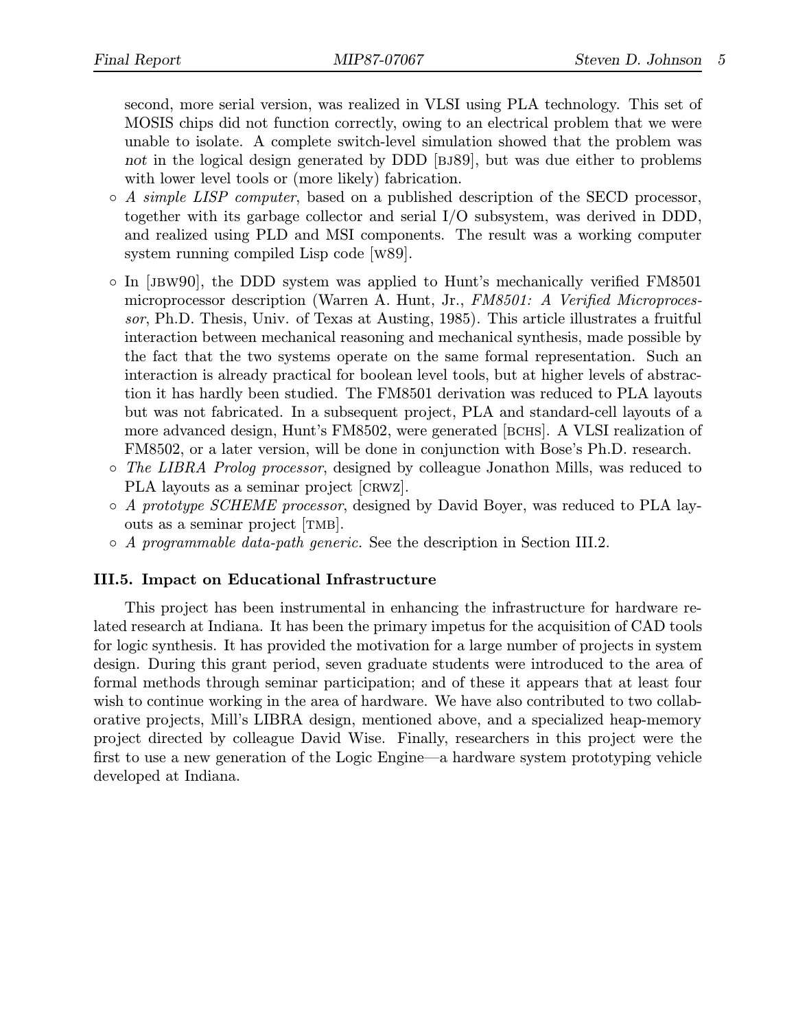second, more serial version, was realized in VLSI using PLA technology. This set of MOSIS chips did not function correctly, owing to an electrical problem that we were unable to isolate. A complete switch-level simulation showed that the problem was *not* in the logical design generated by DDD [BJ89], but was due either to problems with lower level tools or (more likely) fabrication.

- *A simple LISP computer*, based on a published description of the SECD processor, together with its garbage collector and serial I/O subsystem, was derived in DDD, and realized using PLD and MSI components. The result was a working computer system running compiled Lisp code [W89].
- In [JBW90], the DDD system was applied to Hunt's mechanically verified FM8501 microprocessor description (Warren A. Hunt, Jr., *FM8501: A Verified Microprocessor*, Ph.D. Thesis, Univ. of Texas at Austing, 1985). This article illustrates a fruitful interaction between mechanical reasoning and mechanical synthesis, made possible by the fact that the two systems operate on the same formal representation. Such an interaction is already practical for boolean level tools, but at higher levels of abstraction it has hardly been studied. The FM8501 derivation was reduced to PLA layouts but was not fabricated. In a subsequent project, PLA and standard-cell layouts of a more advanced design, Hunt's FM8502, were generated [BCHS]. A VLSI realization of FM8502, or a later version, will be done in conjunction with Bose's Ph.D. research.
- *The LIBRA Prolog processor*, designed by colleague Jonathon Mills, was reduced to PLA layouts as a seminar project [CRWZ].
- *A prototype SCHEME processor*, designed by David Boyer, was reduced to PLA layouts as a seminar project [TMB].
- *A programmable data-path generic.* See the description in Section III.2.

### III.5. Impact on Educational Infrastructure

This project has been instrumental in enhancing the infrastructure for hardware related research at Indiana. It has been the primary impetus for the acquisition of CAD tools for logic synthesis. It has provided the motivation for a large number of projects in system design. During this grant period, seven graduate students were introduced to the area of formal methods through seminar participation; and of these it appears that at least four wish to continue working in the area of hardware. We have also contributed to two collaborative projects, Mill's LIBRA design, mentioned above, and a specialized heap-memory project directed by colleague David Wise. Finally, researchers in this project were the first to use a new generation of the Logic Engine—a hardware system prototyping vehicle developed at Indiana.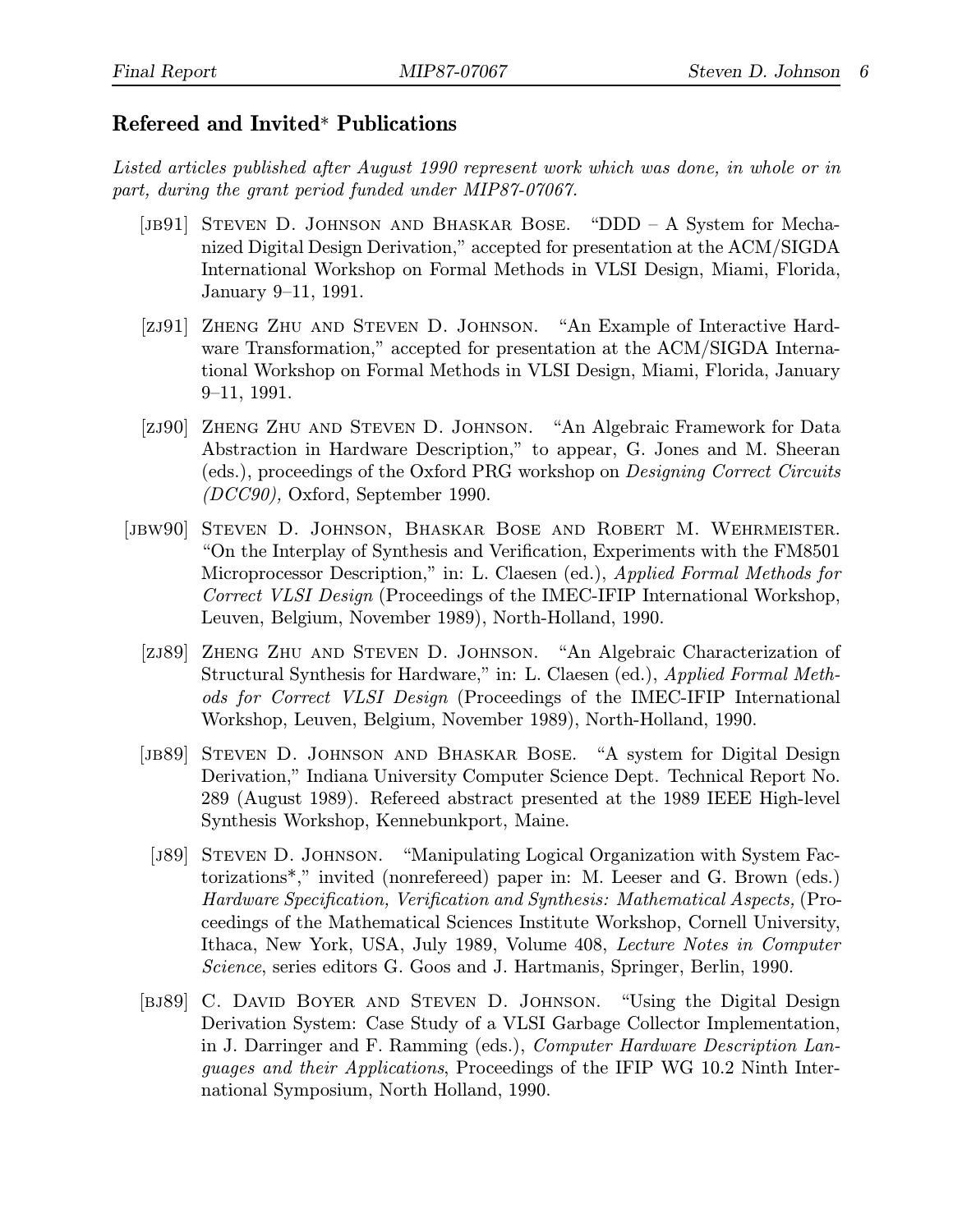## Refereed and Invited* Publications

*Listed articles published after August 1990 represent work which was done, in whole or in part, during the grant period funded under MIP87-07067.*

[JB91] Steven D. Johnson and Bhaskar Bose. "DDD – A System for Mechanized Digital Design Derivation," accepted for presentation at the ACM/SIGDA International Workshop on Formal Methods in VLSI Design, Miami, Florida, January 9–11, 1991.

[ZJ91] Zheng Zhu and Steven D. Johnson. "An Example of Interactive Hardware Transformation," accepted for presentation at the ACM/SIGDA International Workshop on Formal Methods in VLSI Design, Miami, Florida, January 9–11, 1991.

[ZJ90] Zheng Zhu and Steven D. Johnson. "An Algebraic Framework for Data Abstraction in Hardware Description," to appear, G. Jones and M. Sheeran (eds.), proceedings of the Oxford PRG workshop on *Designing Correct Circuits (DCC90),* Oxford, September 1990.

[JBW90] Steven D. Johnson, Bhaskar Bose and Robert M. Wehrmeister. "On the Interplay of Synthesis and Verification, Experiments with the FM8501 Microprocessor Description," in: L. Claesen (ed.), *Applied Formal Methods for Correct VLSI Design* (Proceedings of the IMEC-IFIP International Workshop, Leuven, Belgium, November 1989), North-Holland, 1990.

[ZJ89] Zheng Zhu and Steven D. Johnson. "An Algebraic Characterization of Structural Synthesis for Hardware," in: L. Claesen (ed.), *Applied Formal Methods for Correct VLSI Design* (Proceedings of the IMEC-IFIP International Workshop, Leuven, Belgium, November 1989), North-Holland, 1990.

[JB89] Steven D. Johnson and Bhaskar Bose. "A system for Digital Design Derivation," Indiana University Computer Science Dept. Technical Report No. 289 (August 1989). Refereed abstract presented at the 1989 IEEE High-level Synthesis Workshop, Kennebunkport, Maine.

[J89] Steven D. Johnson. "Manipulating Logical Organization with System Factorizations*," invited (nonrefereed) paper in: M. Leeser and G. Brown (eds.) *Hardware Specification, Verification and Synthesis: Mathematical Aspects,* (Proceedings of the Mathematical Sciences Institute Workshop, Cornell University, Ithaca, New York, USA, July 1989, Volume 408, *Lecture Notes in Computer Science*, series editors G. Goos and J. Hartmanis, Springer, Berlin, 1990.

[BJ89] C. David Boyer and Steven D. Johnson. "Using the Digital Design Derivation System: Case Study of a VLSI Garbage Collector Implementation, in J. Darringer and F. Ramming (eds.), *Computer Hardware Description Languages and their Applications*, Proceedings of the IFIP WG 10.2 Ninth International Symposium, North Holland, 1990.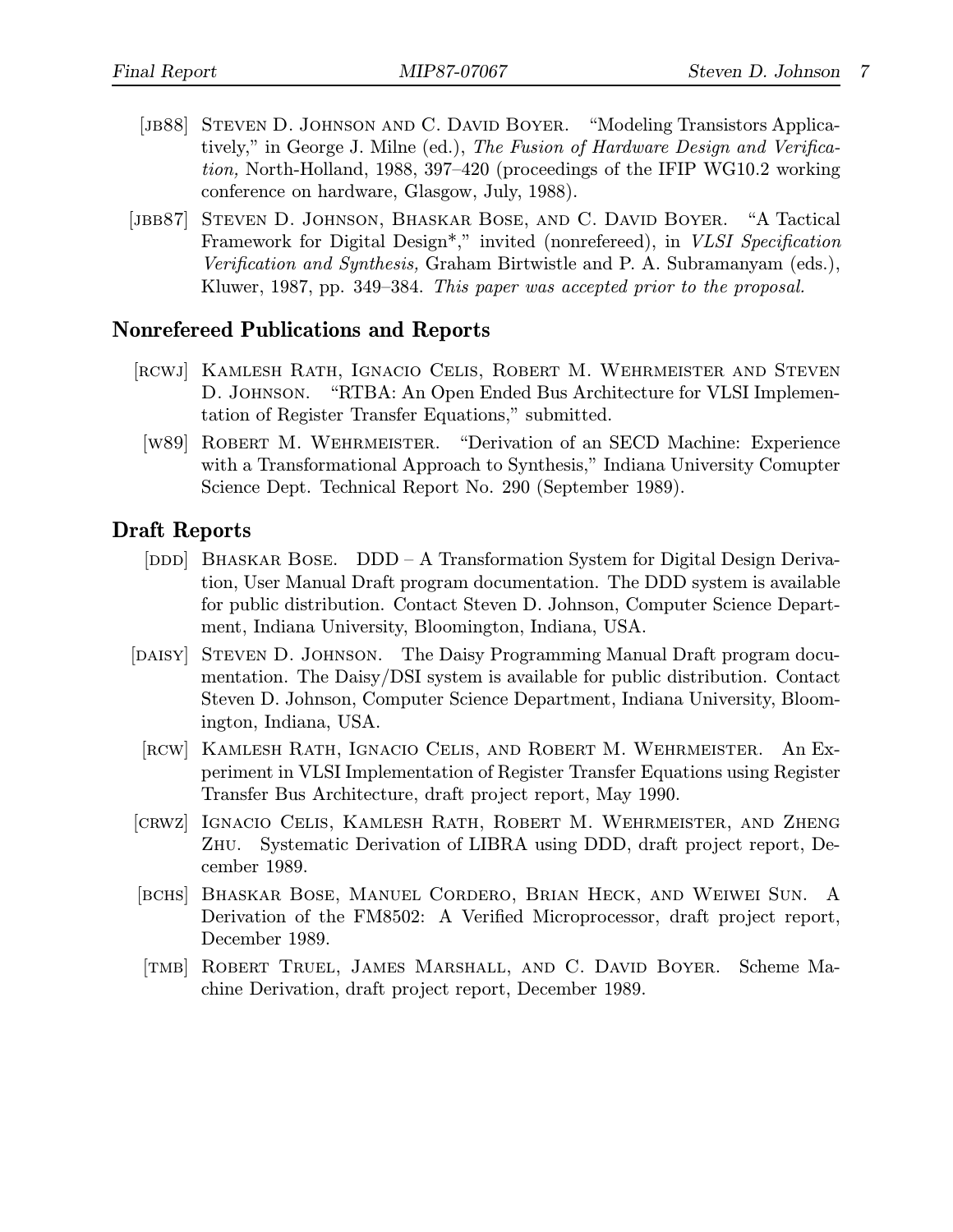[JB88] Steven D. Johnson and C. David Boyer. "Modeling Transistors Applicatively," in George J. Milne (ed.), *The Fusion of Hardware Design and Verification,* North-Holland, 1988, 397–420 (proceedings of the IFIP WG10.2 working conference on hardware, Glasgow, July, 1988).

[JBB87] Steven D. Johnson, Bhaskar Bose, and C. David Boyer. "A Tactical Framework for Digital Design*," invited (nonrefereed), in *VLSI Specification Verification and Synthesis,* Graham Birtwistle and P. A. Subramanyam (eds.), Kluwer, 1987, pp. 349–384. *This paper was accepted prior to the proposal.*

## Nonrefereed Publications and Reports

[RCWJ] Kamlesh Rath, Ignacio Celis, Robert M. Wehrmeister and Steven D. Johnson. "RTBA: An Open Ended Bus Architecture for VLSI Implementation of Register Transfer Equations," submitted.

[W89] Robert M. Wehrmeister. "Derivation of an SECD Machine: Experience with a Transformational Approach to Synthesis," Indiana University Comupter Science Dept. Technical Report No. 290 (September 1989).

## Draft Reports

[DDD] Bhaskar Bose. DDD – A Transformation System for Digital Design Derivation, User Manual Draft program documentation. The DDD system is available for public distribution. Contact Steven D. Johnson, Computer Science Department, Indiana University, Bloomington, Indiana, USA.

[DAISY] Steven D. Johnson. The Daisy Programming Manual Draft program documentation. The Daisy/DSI system is available for public distribution. Contact Steven D. Johnson, Computer Science Department, Indiana University, Bloomington, Indiana, USA.

[RCW] Kamlesh Rath, Ignacio Celis, and Robert M. Wehrmeister. An Experiment in VLSI Implementation of Register Transfer Equations using Register Transfer Bus Architecture, draft project report, May 1990.

[CRWZ] Ignacio Celis, Kamlesh Rath, Robert M. Wehrmeister, and Zheng Zhu. Systematic Derivation of LIBRA using DDD, draft project report, December 1989.

[BCHS] Bhaskar Bose, Manuel Cordero, Brian Heck, and Weiwei Sun. A Derivation of the FM8502: A Verified Microprocessor, draft project report, December 1989.

[TMB] Robert Truel, James Marshall, and C. David Boyer. Scheme Machine Derivation, draft project report, December 1989.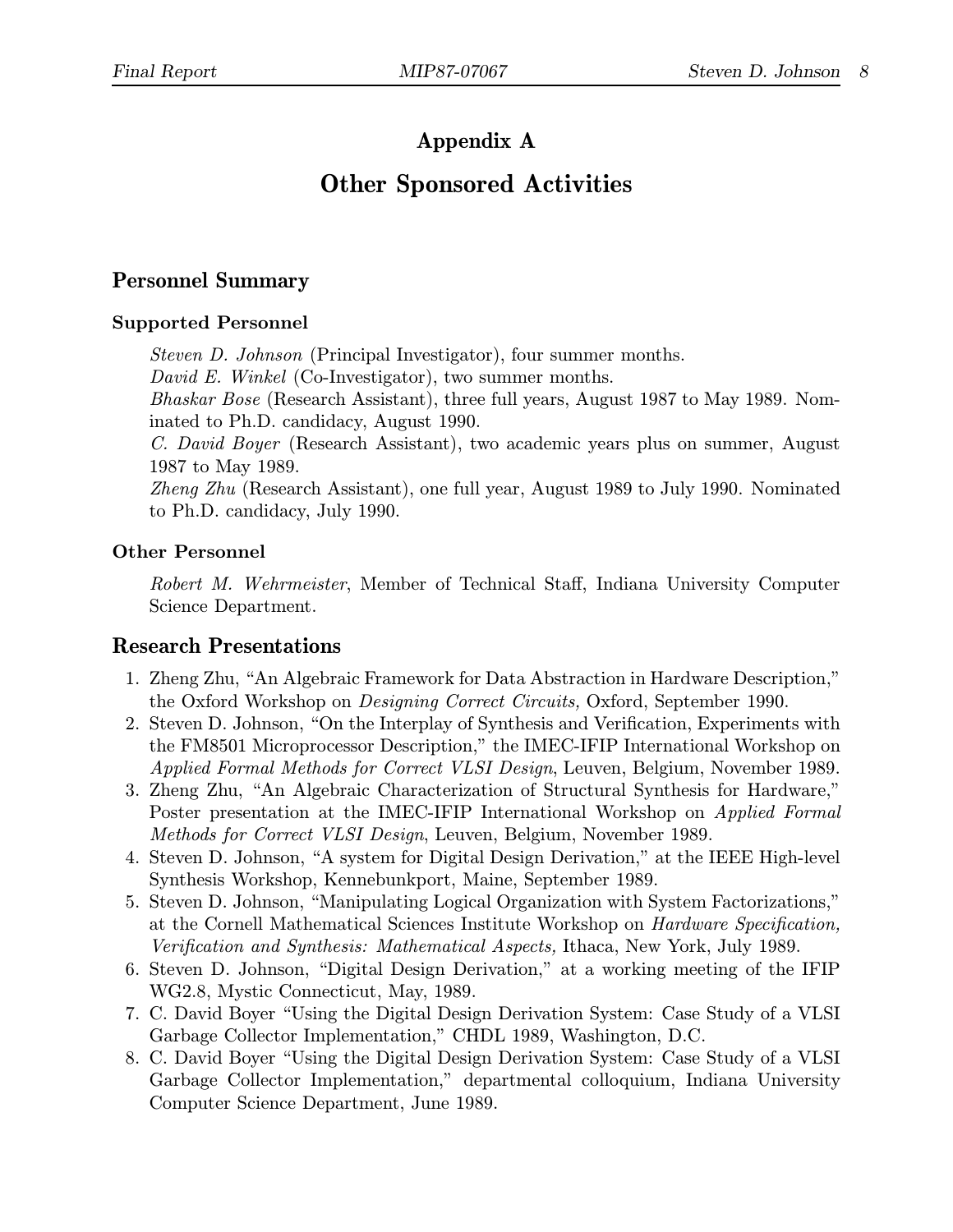# Appendix A

# Other Sponsored Activities

## Personnel Summary

### Supported Personnel

*Steven D. Johnson* (Principal Investigator), four summer months.
*David E. Winkel* (Co-Investigator), two summer months.
*Bhaskar Bose* (Research Assistant), three full years, August 1987 to May 1989. Nominated to Ph.D. candidacy, August 1990.
*C. David Boyer* (Research Assistant), two academic years plus on summer, August 1987 to May 1989.
*Zheng Zhu* (Research Assistant), one full year, August 1989 to July 1990. Nominated to Ph.D. candidacy, July 1990.

### Other Personnel

*Robert M. Wehrmeister*, Member of Technical Staff, Indiana University Computer Science Department.

## Research Presentations

1. Zheng Zhu, "An Algebraic Framework for Data Abstraction in Hardware Description," the Oxford Workshop on *Designing Correct Circuits,* Oxford, September 1990.
2. Steven D. Johnson, "On the Interplay of Synthesis and Verification, Experiments with the FM8501 Microprocessor Description," the IMEC-IFIP International Workshop on *Applied Formal Methods for Correct VLSI Design*, Leuven, Belgium, November 1989.
3. Zheng Zhu, "An Algebraic Characterization of Structural Synthesis for Hardware," Poster presentation at the IMEC-IFIP International Workshop on *Applied Formal Methods for Correct VLSI Design*, Leuven, Belgium, November 1989.
4. Steven D. Johnson, "A system for Digital Design Derivation," at the IEEE High-level Synthesis Workshop, Kennebunkport, Maine, September 1989.
5. Steven D. Johnson, "Manipulating Logical Organization with System Factorizations," at the Cornell Mathematical Sciences Institute Workshop on *Hardware Specification, Verification and Synthesis: Mathematical Aspects,* Ithaca, New York, July 1989.
6. Steven D. Johnson, "Digital Design Derivation," at a working meeting of the IFIP WG2.8, Mystic Connecticut, May, 1989.
7. C. David Boyer "Using the Digital Design Derivation System: Case Study of a VLSI Garbage Collector Implementation," CHDL 1989, Washington, D.C.
8. C. David Boyer "Using the Digital Design Derivation System: Case Study of a VLSI Garbage Collector Implementation," departmental colloquium, Indiana University Computer Science Department, June 1989.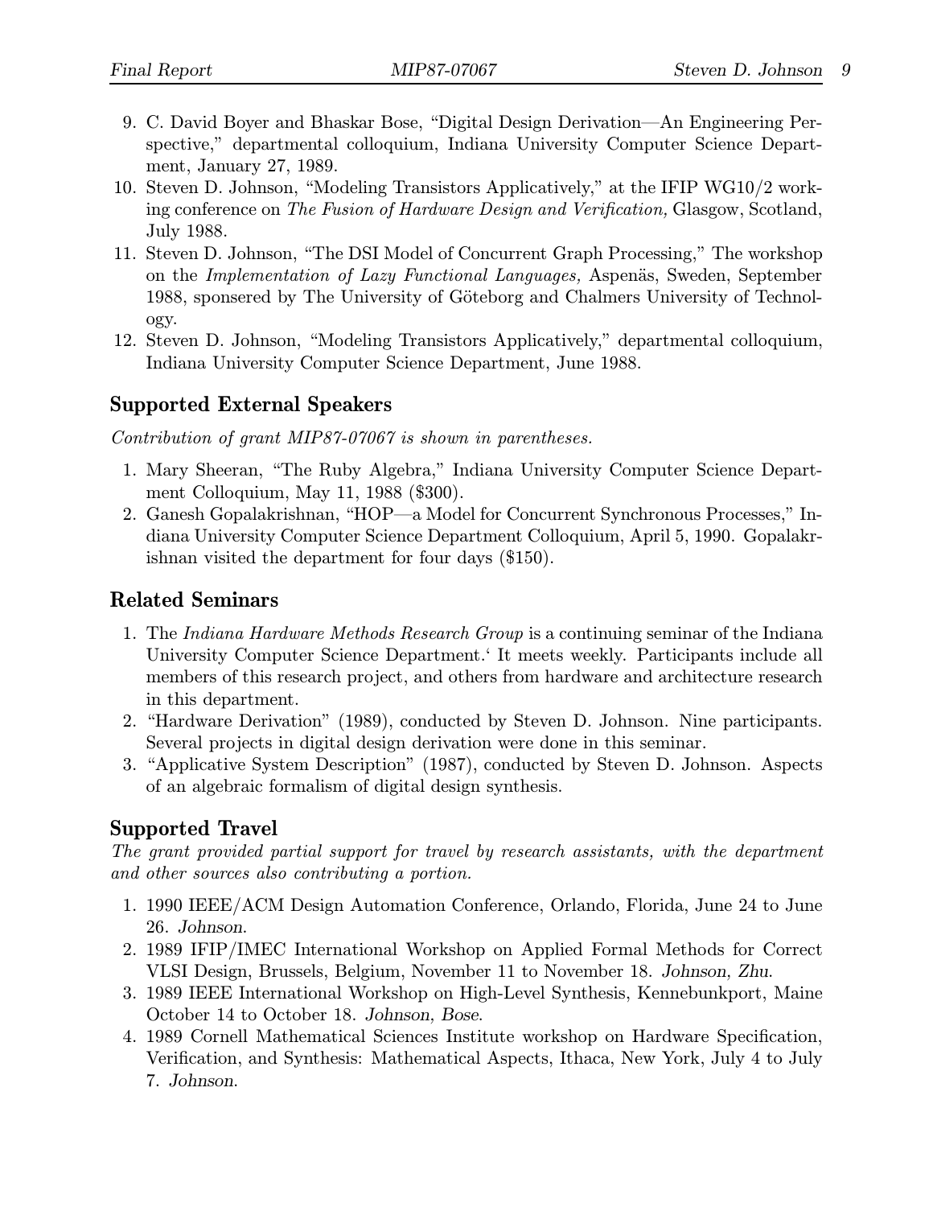9. C. David Boyer and Bhaskar Bose, "Digital Design Derivation—An Engineering Perspective," departmental colloquium, Indiana University Computer Science Department, January 27, 1989.
10. Steven D. Johnson, "Modeling Transistors Applicatively," at the IFIP WG10/2 working conference on *The Fusion of Hardware Design and Verification,* Glasgow, Scotland, July 1988.
11. Steven D. Johnson, "The DSI Model of Concurrent Graph Processing," The workshop on the *Implementation of Lazy Functional Languages,* Aspenäs, Sweden, September 1988, sponsered by The University of Göteborg and Chalmers University of Technology.
12. Steven D. Johnson, "Modeling Transistors Applicatively," departmental colloquium, Indiana University Computer Science Department, June 1988.

## Supported External Speakers

*Contribution of grant MIP87-07067 is shown in parentheses.*

1. Mary Sheeran, "The Ruby Algebra," Indiana University Computer Science Department Colloquium, May 11, 1988 ($300).
2. Ganesh Gopalakrishnan, "HOP—a Model for Concurrent Synchronous Processes," Indiana University Computer Science Department Colloquium, April 5, 1990. Gopalakrishnan visited the department for four days ($150).

## Related Seminars

1. The *Indiana Hardware Methods Research Group* is a continuing seminar of the Indiana University Computer Science Department.' It meets weekly. Participants include all members of this research project, and others from hardware and architecture research in this department.
2. "Hardware Derivation" (1989), conducted by Steven D. Johnson. Nine participants. Several projects in digital design derivation were done in this seminar.
3. "Applicative System Description" (1987), conducted by Steven D. Johnson. Aspects of an algebraic formalism of digital design synthesis.

## Supported Travel

*The grant provided partial support for travel by research assistants, with the department and other sources also contributing a portion.*

1. 1990 IEEE/ACM Design Automation Conference, Orlando, Florida, June 24 to June 26. *Johnson.*
2. 1989 IFIP/IMEC International Workshop on Applied Formal Methods for Correct VLSI Design, Brussels, Belgium, November 11 to November 18. *Johnson, Zhu.*
3. 1989 IEEE International Workshop on High-Level Synthesis, Kennebunkport, Maine October 14 to October 18. *Johnson, Bose.*
4. 1989 Cornell Mathematical Sciences Institute workshop on Hardware Specification, Verification, and Synthesis: Mathematical Aspects, Ithaca, New York, July 4 to July 7. *Johnson.*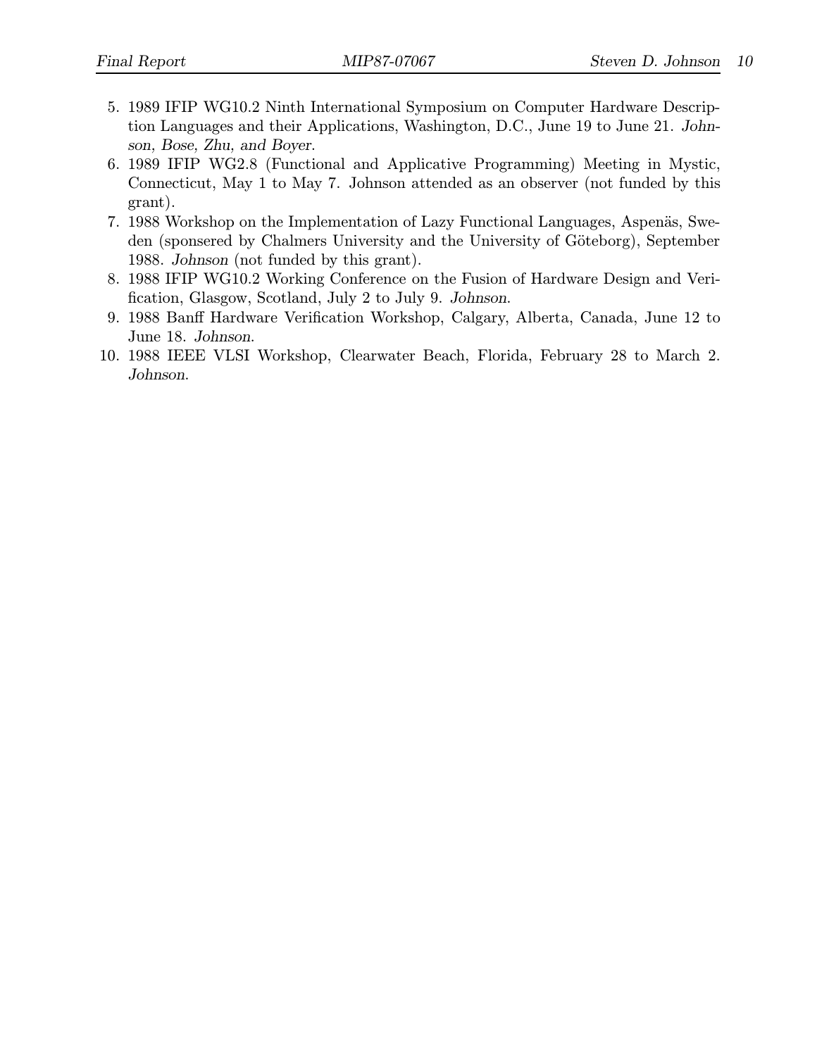5. 1989 IFIP WG10.2 Ninth International Symposium on Computer Hardware Description Languages and their Applications, Washington, D.C., June 19 to June 21. *Johnson, Bose, Zhu, and Boyer.*
6. 1989 IFIP WG2.8 (Functional and Applicative Programming) Meeting in Mystic, Connecticut, May 1 to May 7. Johnson attended as an observer (not funded by this grant).
7. 1988 Workshop on the Implementation of Lazy Functional Languages, Aspenäs, Sweden (sponsered by Chalmers University and the University of Göteborg), September 1988. *Johnson* (not funded by this grant).
8. 1988 IFIP WG10.2 Working Conference on the Fusion of Hardware Design and Verification, Glasgow, Scotland, July 2 to July 9. *Johnson.*
9. 1988 Banff Hardware Verification Workshop, Calgary, Alberta, Canada, June 12 to June 18. *Johnson.*
10. 1988 IEEE VLSI Workshop, Clearwater Beach, Florida, February 28 to March 2. *Johnson.*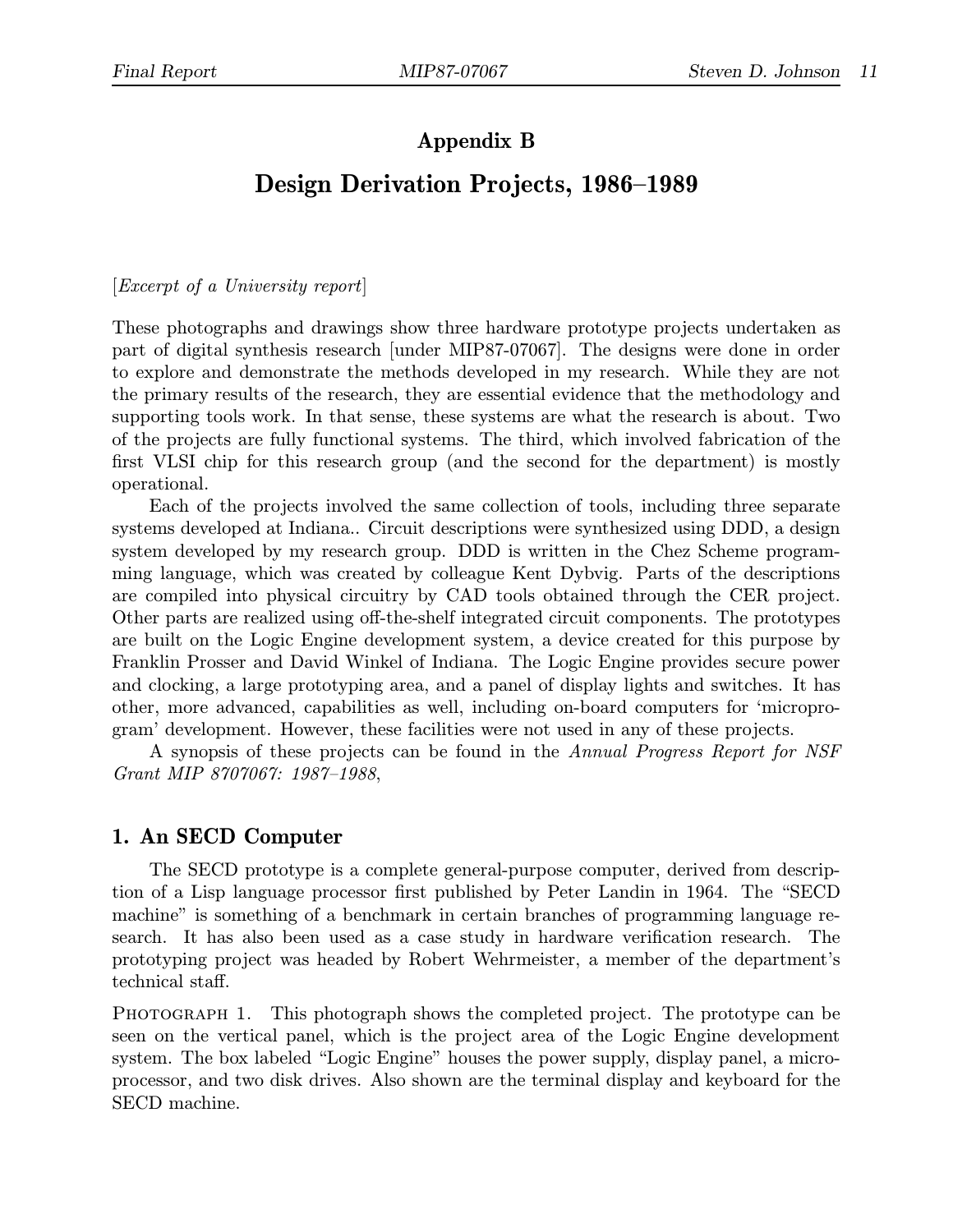## Appendix B

# Design Derivation Projects, 1986–1989

[*Excerpt of a University report*]

These photographs and drawings show three hardware prototype projects undertaken as part of digital synthesis research [under MIP87-07067]. The designs were done in order to explore and demonstrate the methods developed in my research. While they are not the primary results of the research, they are essential evidence that the methodology and supporting tools work. In that sense, these systems are what the research is about. Two of the projects are fully functional systems. The third, which involved fabrication of the first VLSI chip for this research group (and the second for the department) is mostly operational.

Each of the projects involved the same collection of tools, including three separate systems developed at Indiana.. Circuit descriptions were synthesized using DDD, a design system developed by my research group. DDD is written in the Chez Scheme programming language, which was created by colleague Kent Dybvig. Parts of the descriptions are compiled into physical circuitry by CAD tools obtained through the CER project. Other parts are realized using off-the-shelf integrated circuit components. The prototypes are built on the Logic Engine development system, a device created for this purpose by Franklin Prosser and David Winkel of Indiana. The Logic Engine provides secure power and clocking, a large prototyping area, and a panel of display lights and switches. It has other, more advanced, capabilities as well, including on-board computers for 'microprogram' development. However, these facilities were not used in any of these projects.

A synopsis of these projects can be found in the *Annual Progress Report for NSF Grant MIP 8707067: 1987–1988*,

## 1. An SECD Computer

The SECD prototype is a complete general-purpose computer, derived from description of a Lisp language processor first published by Peter Landin in 1964. The "SECD machine" is something of a benchmark in certain branches of programming language research. It has also been used as a case study in hardware verification research. The prototyping project was headed by Robert Wehrmeister, a member of the department's technical staff.

PHOTOGRAPH 1. This photograph shows the completed project. The prototype can be seen on the vertical panel, which is the project area of the Logic Engine development system. The box labeled "Logic Engine" houses the power supply, display panel, a microprocessor, and two disk drives. Also shown are the terminal display and keyboard for the SECD machine.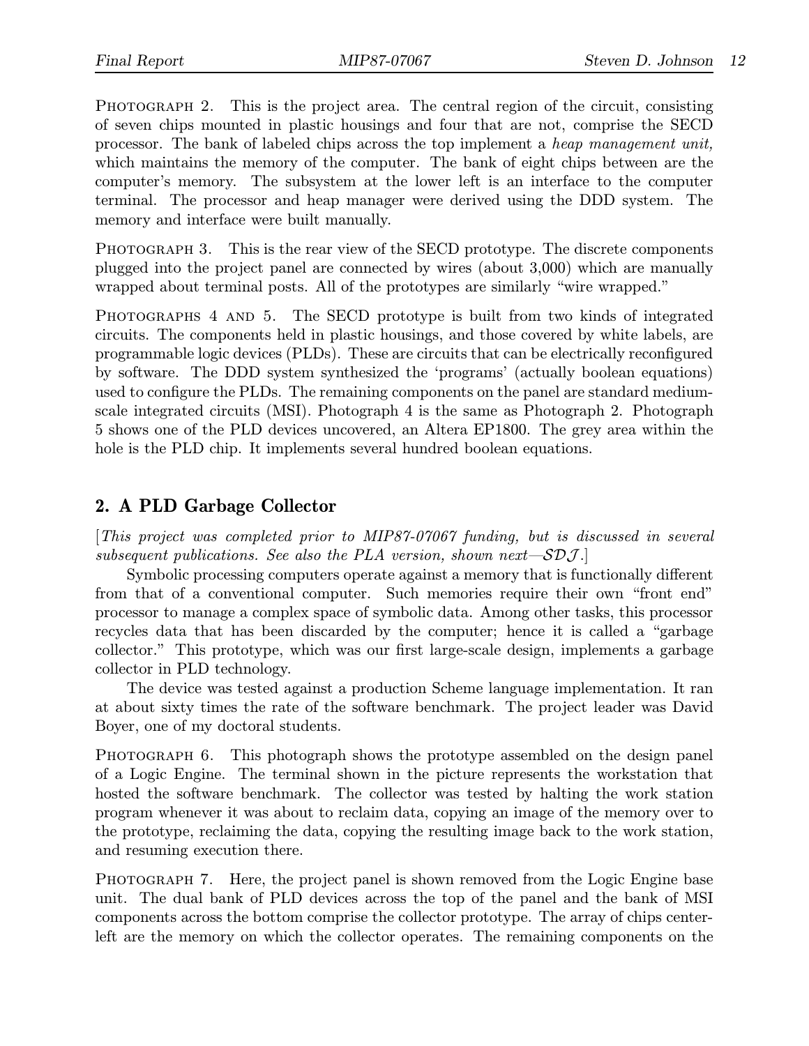Photograph 2. This is the project area. The central region of the circuit, consisting of seven chips mounted in plastic housings and four that are not, comprise the SECD processor. The bank of labeled chips across the top implement a *heap management unit,* which maintains the memory of the computer. The bank of eight chips between are the computer's memory. The subsystem at the lower left is an interface to the computer terminal. The processor and heap manager were derived using the DDD system. The memory and interface were built manually.

Photograph 3. This is the rear view of the SECD prototype. The discrete components plugged into the project panel are connected by wires (about 3,000) which are manually wrapped about terminal posts. All of the prototypes are similarly "wire wrapped."

Photographs 4 and 5. The SECD prototype is built from two kinds of integrated circuits. The components held in plastic housings, and those covered by white labels, are programmable logic devices (PLDs). These are circuits that can be electrically reconfigured by software. The DDD system synthesized the 'programs' (actually boolean equations) used to configure the PLDs. The remaining components on the panel are standard medium-scale integrated circuits (MSI). Photograph 4 is the same as Photograph 2. Photograph 5 shows one of the PLD devices uncovered, an Altera EP1800. The grey area within the hole is the PLD chip. It implements several hundred boolean equations.

## 2. A PLD Garbage Collector

[*This project was completed prior to MIP87-07067 funding, but is discussed in several subsequent publications. See also the PLA version, shown next—SDJ.*]

Symbolic processing computers operate against a memory that is functionally different from that of a conventional computer. Such memories require their own "front end" processor to manage a complex space of symbolic data. Among other tasks, this processor recycles data that has been discarded by the computer; hence it is called a "garbage collector." This prototype, which was our first large-scale design, implements a garbage collector in PLD technology.

The device was tested against a production Scheme language implementation. It ran at about sixty times the rate of the software benchmark. The project leader was David Boyer, one of my doctoral students.

Photograph 6. This photograph shows the prototype assembled on the design panel of a Logic Engine. The terminal shown in the picture represents the workstation that hosted the software benchmark. The collector was tested by halting the work station program whenever it was about to reclaim data, copying an image of the memory over to the prototype, reclaiming the data, copying the resulting image back to the work station, and resuming execution there.

Photograph 7. Here, the project panel is shown removed from the Logic Engine base unit. The dual bank of PLD devices across the top of the panel and the bank of MSI components across the bottom comprise the collector prototype. The array of chips center-left are the memory on which the collector operates. The remaining components on the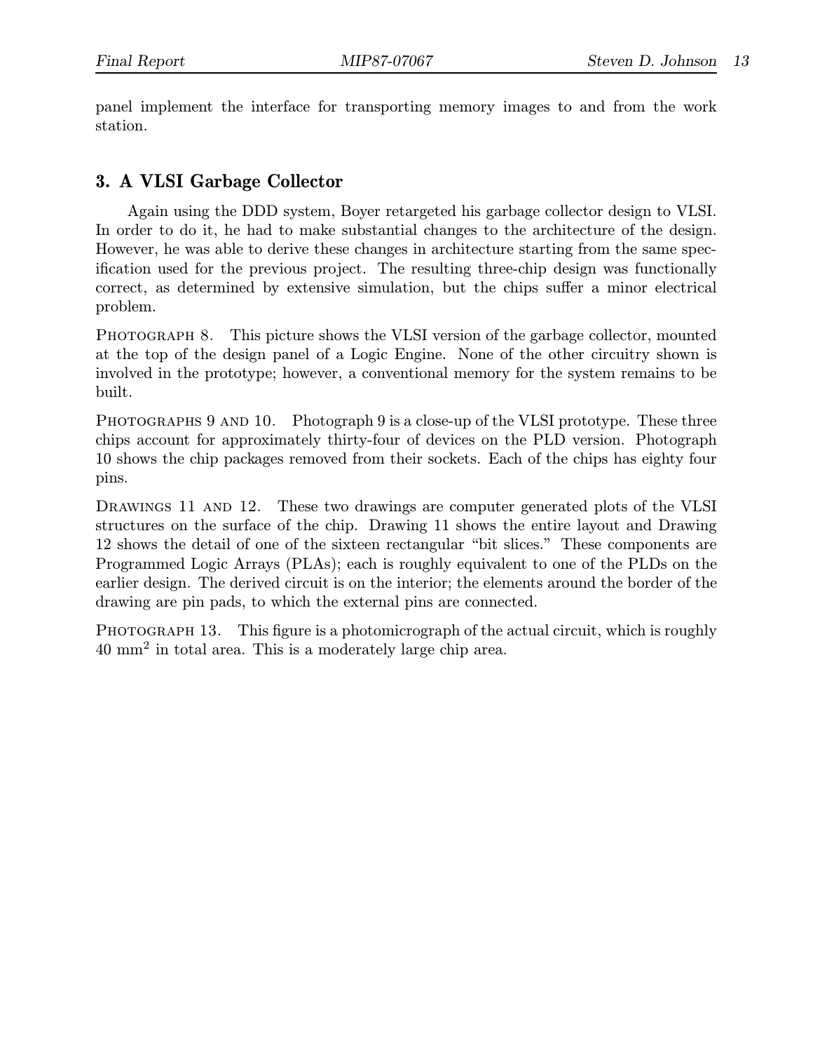panel implement the interface for transporting memory images to and from the work station.

## 3. A VLSI Garbage Collector

Again using the DDD system, Boyer retargeted his garbage collector design to VLSI. In order to do it, he had to make substantial changes to the architecture of the design. However, he was able to derive these changes in architecture starting from the same specification used for the previous project. The resulting three-chip design was functionally correct, as determined by extensive simulation, but the chips suffer a minor electrical problem.

PHOTOGRAPH 8. This picture shows the VLSI version of the garbage collector, mounted at the top of the design panel of a Logic Engine. None of the other circuitry shown is involved in the prototype; however, a conventional memory for the system remains to be built.

PHOTOGRAPHS 9 AND 10. Photograph 9 is a close-up of the VLSI prototype. These three chips account for approximately thirty-four of devices on the PLD version. Photograph 10 shows the chip packages removed from their sockets. Each of the chips has eighty four pins.

DRAWINGS 11 AND 12. These two drawings are computer generated plots of the VLSI structures on the surface of the chip. Drawing 11 shows the entire layout and Drawing 12 shows the detail of one of the sixteen rectangular "bit slices." These components are Programmed Logic Arrays (PLAs); each is roughly equivalent to one of the PLDs on the earlier design. The derived circuit is on the interior; the elements around the border of the drawing are pin pads, to which the external pins are connected.

PHOTOGRAPH 13. This figure is a photomicrograph of the actual circuit, which is roughly 40 $mm^2$ in total area. This is a moderately large chip area.